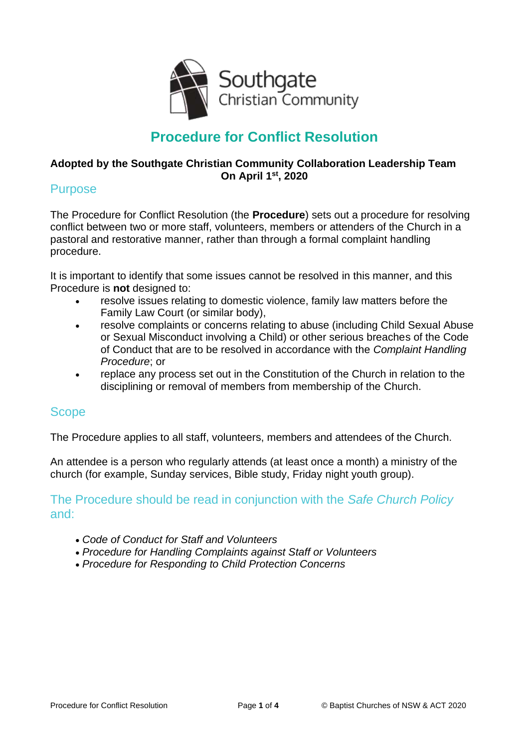Southgate Christian Community

# Procedure for Conflict Resolution

**Adopted by the Southgate Christian Community Collaboration Leadership Team On April 1st, 2020**

## Purpose

The Procedure for Conflict Resolution (the **Procedure**) sets out a procedure for resolving conflict between two or more staff, volunteers, members or attenders of the Church in a pastoral and restorative manner, rather than through a formal complaint handling procedure.

It is important to identify that some issues cannot be resolved in this manner, and this Procedure is **not** designed to:

- resolve issues relating to domestic violence, family law matters before the Family Law Court (or similar body),
- resolve complaints or concerns relating to abuse (including Child Sexual Abuse or Sexual Misconduct involving a Child) or other serious breaches of the Code of Conduct that are to be resolved in accordance with the *Complaint Handling Procedure*; or
- replace any process set out in the Constitution of the Church in relation to the disciplining or removal of members from membership of the Church.

## Scope

The Procedure applies to all staff, volunteers, members and attendees of the Church.

An attendee is a person who regularly attends (at least once a month) a ministry of the church (for example, Sunday services, Bible study, Friday night youth group).

## The Procedure should be read in conjunction with the *Safe Church Policy* and:

- *Code of Conduct for Staff and Volunteers*
- *Procedure for Handling Complaints against Staff or Volunteers*
- *Procedure for Responding to Child Protection Concerns*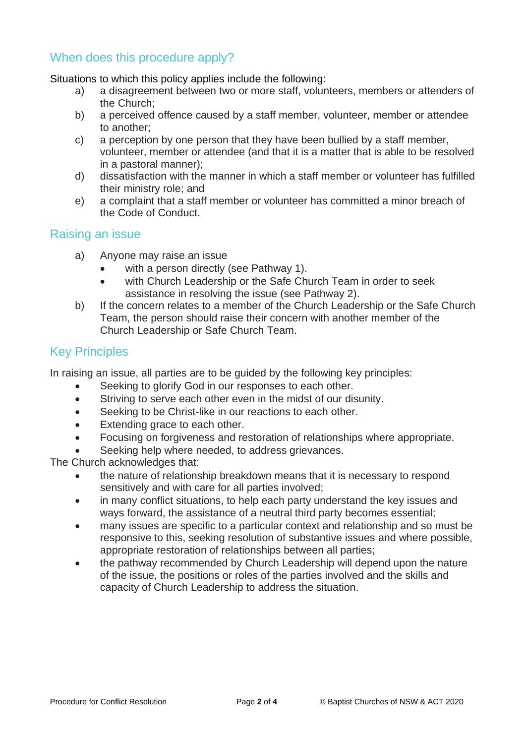## When does this procedure apply?

Situations to which this policy applies include the following:

a) a disagreement between two or more staff, volunteers, members or attenders of the Church;
b) a perceived offence caused by a staff member, volunteer, member or attendee to another;
c) a perception by one person that they have been bullied by a staff member, volunteer, member or attendee (and that it is a matter that is able to be resolved in a pastoral manner);
d) dissatisfaction with the manner in which a staff member or volunteer has fulfilled their ministry role; and
e) a complaint that a staff member or volunteer has committed a minor breach of the Code of Conduct.

## Raising an issue

a) Anyone may raise an issue
   - with a person directly (see Pathway 1).
   - with Church Leadership or the Safe Church Team in order to seek assistance in resolving the issue (see Pathway 2).
b) If the concern relates to a member of the Church Leadership or the Safe Church Team, the person should raise their concern with another member of the Church Leadership or Safe Church Team.

## Key Principles

In raising an issue, all parties are to be guided by the following key principles:

- Seeking to glorify God in our responses to each other.
- Striving to serve each other even in the midst of our disunity.
- Seeking to be Christ-like in our reactions to each other.
- Extending grace to each other.
- Focusing on forgiveness and restoration of relationships where appropriate.
- Seeking help where needed, to address grievances.

The Church acknowledges that:

- the nature of relationship breakdown means that it is necessary to respond sensitively and with care for all parties involved;
- in many conflict situations, to help each party understand the key issues and ways forward, the assistance of a neutral third party becomes essential;
- many issues are specific to a particular context and relationship and so must be responsive to this, seeking resolution of substantive issues and where possible, appropriate restoration of relationships between all parties;
- the pathway recommended by Church Leadership will depend upon the nature of the issue, the positions or roles of the parties involved and the skills and capacity of Church Leadership to address the situation.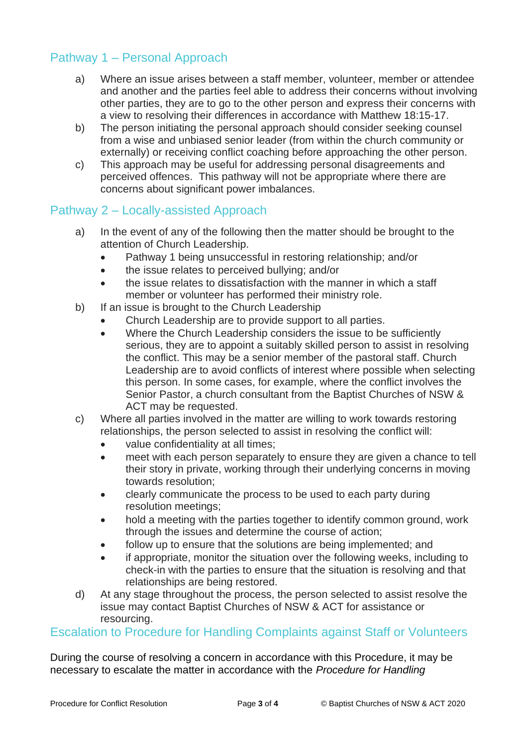## Pathway 1 – Personal Approach

a) Where an issue arises between a staff member, volunteer, member or attendee and another and the parties feel able to address their concerns without involving other parties, they are to go to the other person and express their concerns with a view to resolving their differences in accordance with Matthew 18:15-17.

b) The person initiating the personal approach should consider seeking counsel from a wise and unbiased senior leader (from within the church community or externally) or receiving conflict coaching before approaching the other person.

c) This approach may be useful for addressing personal disagreements and perceived offences. This pathway will not be appropriate where there are concerns about significant power imbalances.

## Pathway 2 – Locally-assisted Approach

a) In the event of any of the following then the matter should be brought to the attention of Church Leadership.
   - Pathway 1 being unsuccessful in restoring relationship; and/or
   - the issue relates to perceived bullying; and/or
   - the issue relates to dissatisfaction with the manner in which a staff member or volunteer has performed their ministry role.

b) If an issue is brought to the Church Leadership
   - Church Leadership are to provide support to all parties.
   - Where the Church Leadership considers the issue to be sufficiently serious, they are to appoint a suitably skilled person to assist in resolving the conflict. This may be a senior member of the pastoral staff. Church Leadership are to avoid conflicts of interest where possible when selecting this person. In some cases, for example, where the conflict involves the Senior Pastor, a church consultant from the Baptist Churches of NSW & ACT may be requested.

c) Where all parties involved in the matter are willing to work towards restoring relationships, the person selected to assist in resolving the conflict will:
   - value confidentiality at all times;
   - meet with each person separately to ensure they are given a chance to tell their story in private, working through their underlying concerns in moving towards resolution;
   - clearly communicate the process to be used to each party during resolution meetings;
   - hold a meeting with the parties together to identify common ground, work through the issues and determine the course of action;
   - follow up to ensure that the solutions are being implemented; and
   - if appropriate, monitor the situation over the following weeks, including to check-in with the parties to ensure that the situation is resolving and that relationships are being restored.

d) At any stage throughout the process, the person selected to assist resolve the issue may contact Baptist Churches of NSW & ACT for assistance or resourcing.

## Escalation to Procedure for Handling Complaints against Staff or Volunteers

During the course of resolving a concern in accordance with this Procedure, it may be necessary to escalate the matter in accordance with the *Procedure for Handling*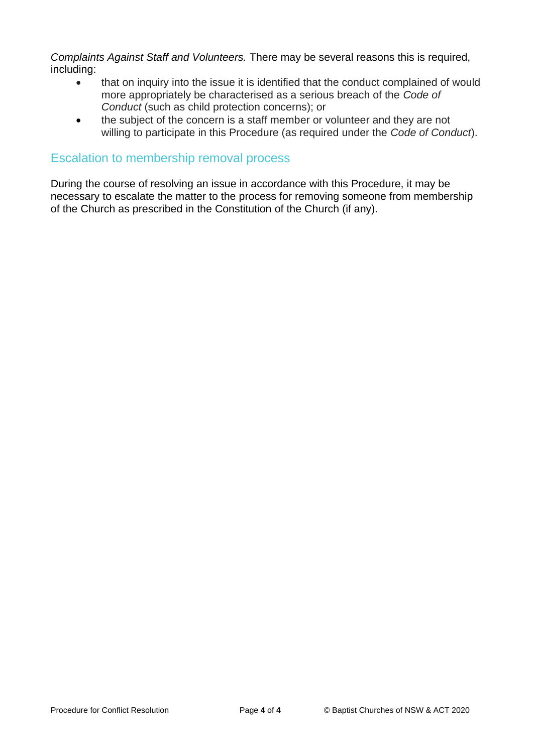*Complaints Against Staff and Volunteers.* There may be several reasons this is required, including:

- that on inquiry into the issue it is identified that the conduct complained of would more appropriately be characterised as a serious breach of the *Code of Conduct* (such as child protection concerns); or
- the subject of the concern is a staff member or volunteer and they are not willing to participate in this Procedure (as required under the *Code of Conduct*).

## Escalation to membership removal process

During the course of resolving an issue in accordance with this Procedure, it may be necessary to escalate the matter to the process for removing someone from membership of the Church as prescribed in the Constitution of the Church (if any).